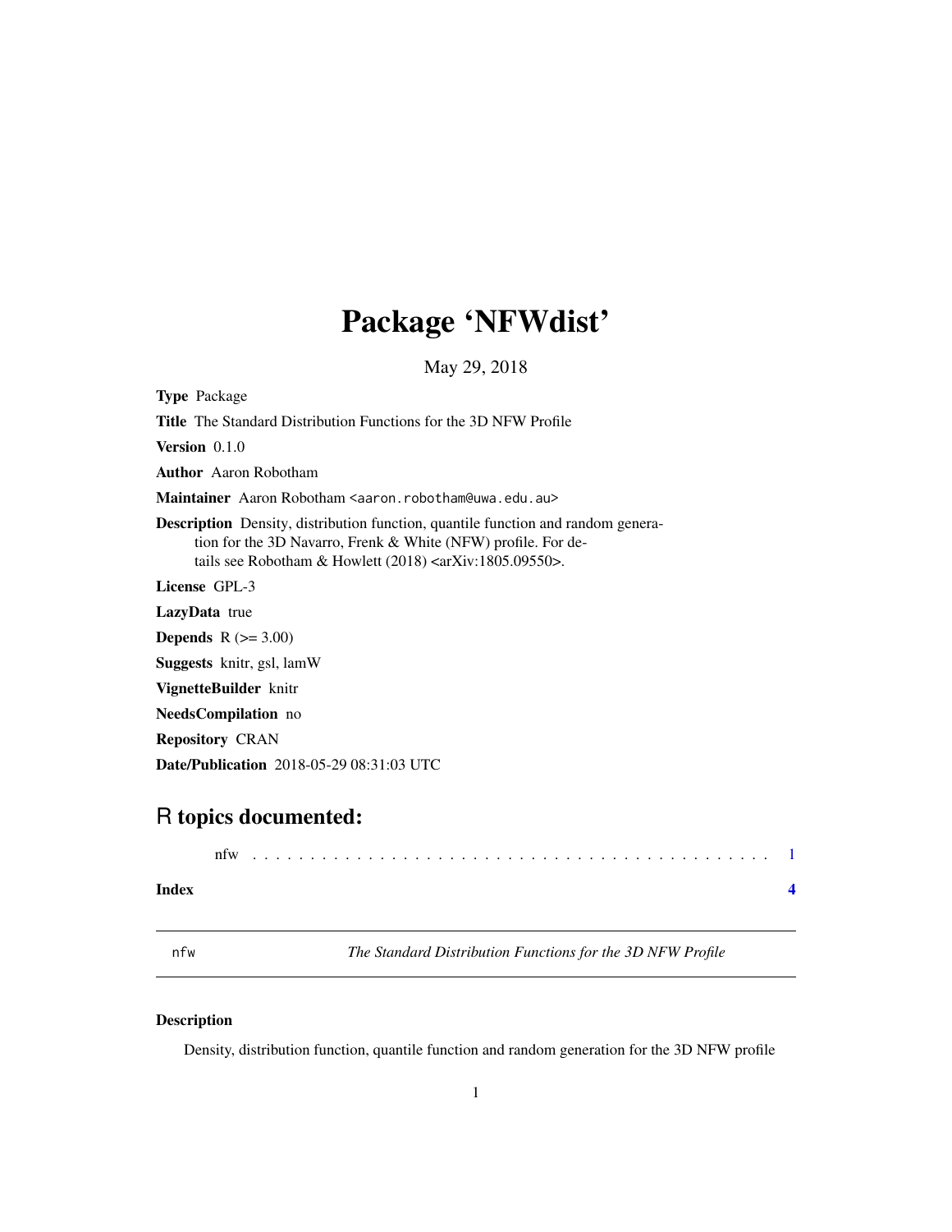# Package 'NFWdist'

May 29, 2018

**Type** Package

**Title** The Standard Distribution Functions for the 3D NFW Profile

**Version** 0.1.0

**Author** Aaron Robotham

**Maintainer** Aaron Robotham <aaron.robotham@uwa.edu.au>

**Description** Density, distribution function, quantile function and random generation for the 3D Navarro, Frenk & White (NFW) profile. For details see Robotham & Howlett (2018) <arXiv:1805.09550>.

**License** GPL-3

**LazyData** true

**Depends** R (>= 3.00)

**Suggests** knitr, gsl, lamW

**VignetteBuilder** knitr

**NeedsCompilation** no

**Repository** CRAN

**Date/Publication** 2018-05-29 08:31:03 UTC

## R topics documented:

nfw . . . . . . . . . . . . . . . . . . . . . . . . . . . . . . . . . . . . . . . . . . . 1

**Index** **4**

---

`nfw` *The Standard Distribution Functions for the 3D NFW Profile*

---

### Description

Density, distribution function, quantile function and random generation for the 3D NFW profile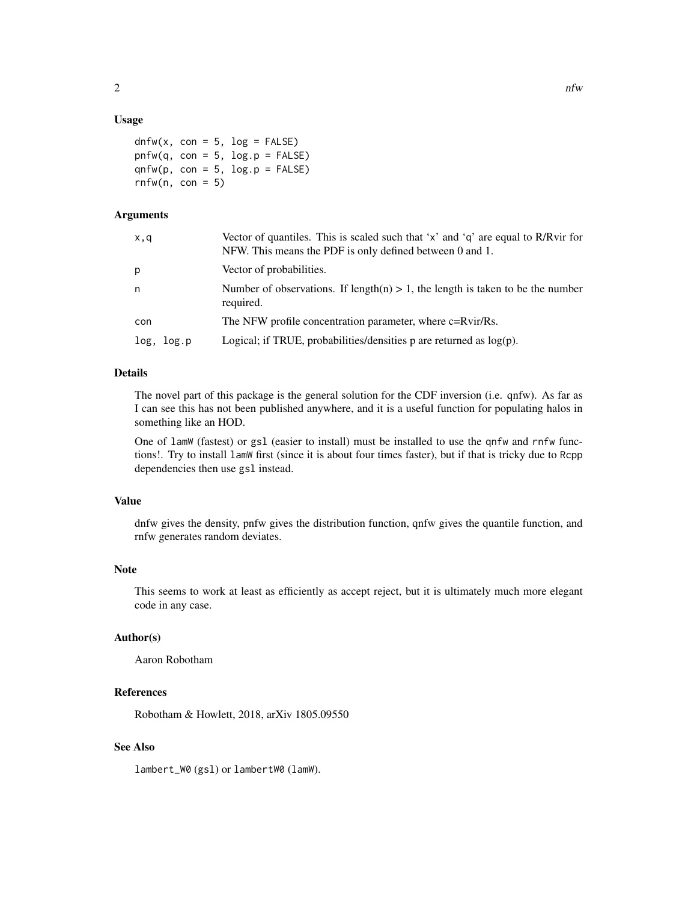### Usage

```
dnfw(x, con = 5, log = FALSE)
pnfw(q, con = 5, log.p = FALSE)
qnfw(p, con = 5, log.p = FALSE)
rnfw(n, con = 5)
```

### Arguments

| | |
|---|---|
| x,q | Vector of quantiles. This is scaled such that 'x' and 'q' are equal to R/Rvir for NFW. This means the PDF is only defined between 0 and 1. |
| p | Vector of probabilities. |
| n | Number of observations. If length(n) > 1, the length is taken to be the number required. |
| con | The NFW profile concentration parameter, where c=Rvir/Rs. |
| log, log.p | Logical; if TRUE, probabilities/densities p are returned as log(p). |

### Details

The novel part of this package is the general solution for the CDF inversion (i.e. qnfw). As far as I can see this has not been published anywhere, and it is a useful function for populating halos in something like an HOD.

One of `lamW` (fastest) or `gsl` (easier to install) must be installed to use the `qnfw` and `rnfw` functions!. Try to install `lamW` first (since it is about four times faster), but if that is tricky due to `Rcpp` dependencies then use `gsl` instead.

### Value

dnfw gives the density, pnfw gives the distribution function, qnfw gives the quantile function, and rnfw generates random deviates.

### Note

This seems to work at least as efficiently as accept reject, but it is ultimately much more elegant code in any case.

### Author(s)

Aaron Robotham

### References

Robotham & Howlett, 2018, arXiv 1805.09550

### See Also

`lambert_W0` (`gsl`) or `lambertW0` (`lamW`).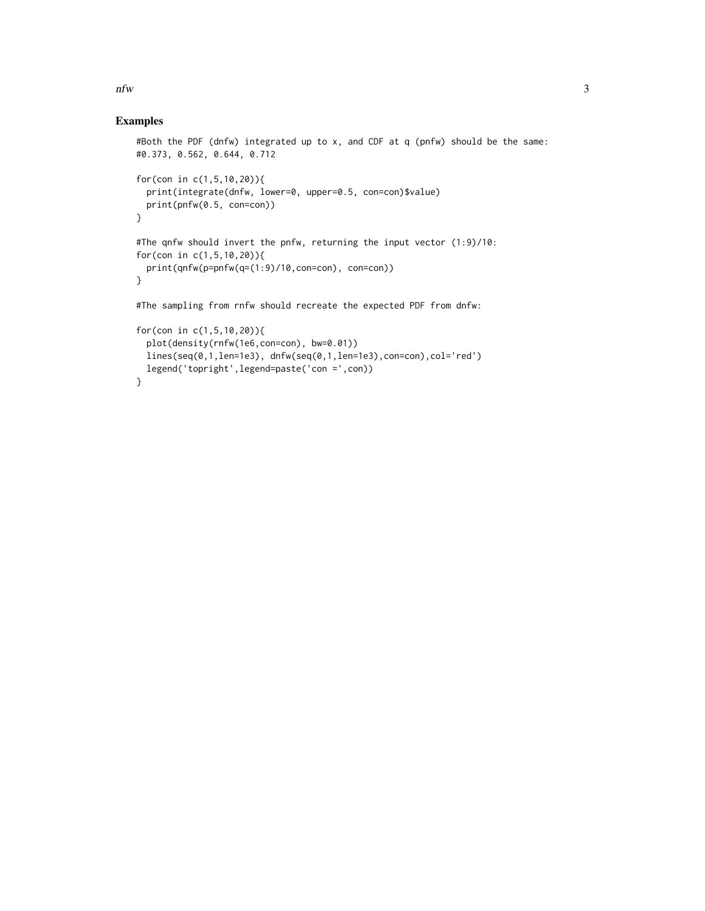## Examples

```
#Both the PDF (dnfw) integrated up to x, and CDF at q (pnfw) should be the same:
#0.373, 0.562, 0.644, 0.712

for(con in c(1,5,10,20)){
  print(integrate(dnfw, lower=0, upper=0.5, con=con)$value)
  print(pnfw(0.5, con=con))
}

#The qnfw should invert the pnfw, returning the input vector (1:9)/10:
for(con in c(1,5,10,20)){
  print(qnfw(p=pnfw(q=(1:9)/10,con=con), con=con))
}

#The sampling from rnfw should recreate the expected PDF from dnfw:

for(con in c(1,5,10,20)){
  plot(density(rnfw(1e6,con=con), bw=0.01))
  lines(seq(0,1,len=1e3), dnfw(seq(0,1,len=1e3),con=con),col='red')
  legend('topright',legend=paste('con =',con))
}
```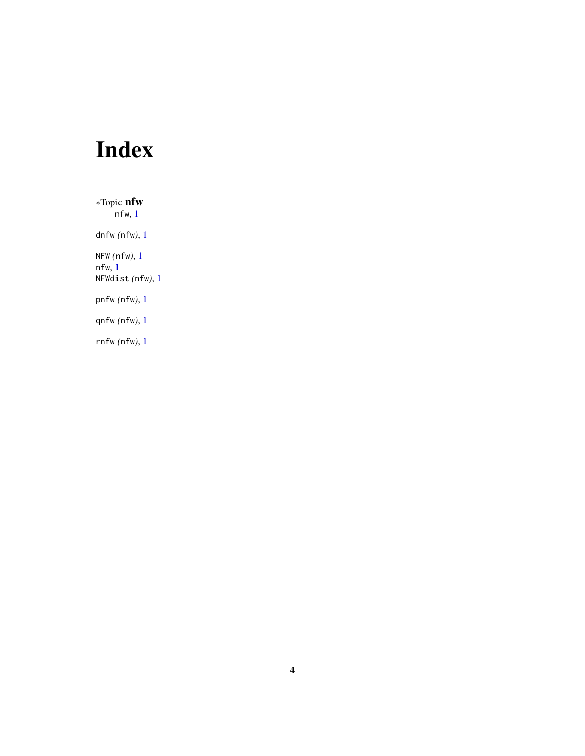# Index

*Topic **nfw**
  nfw, 1

dnfw *(*nfw*)*, 1

NFW *(*nfw*)*, 1
nfw, 1
NFWdist *(*nfw*)*, 1

pnfw *(*nfw*)*, 1

qnfw *(*nfw*)*, 1

rnfw *(*nfw*)*, 1